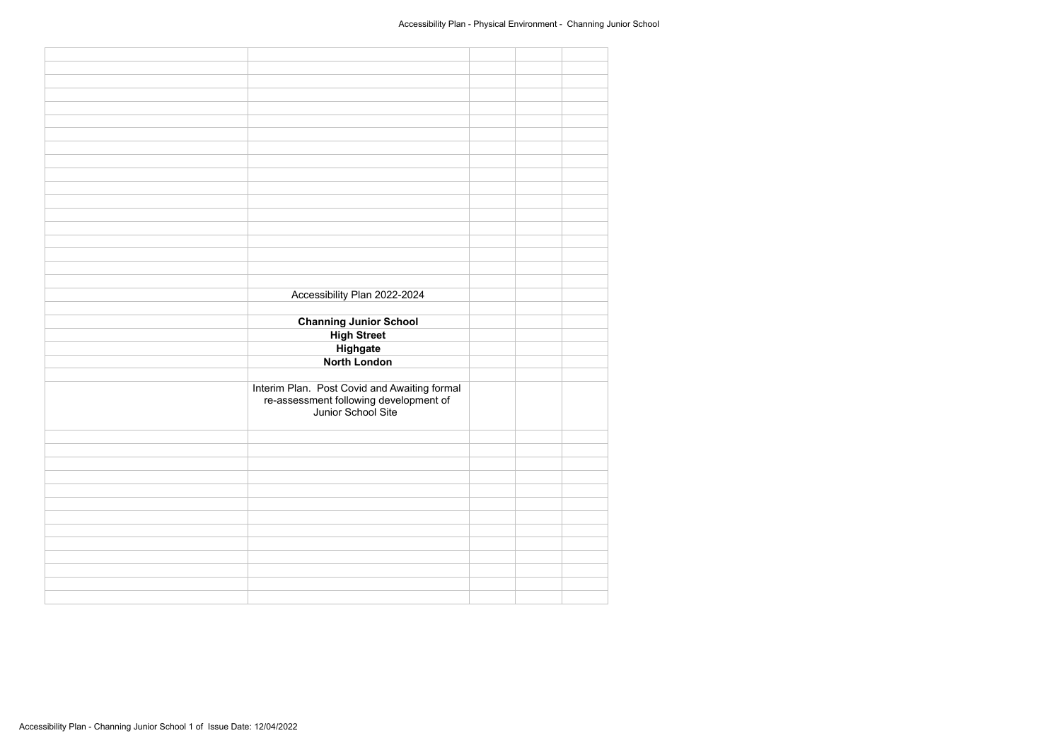Accessibility Plan 2022-2024

**Channing Junior School**
**High Street**
**Highgate**
**North London**

Interim Plan. Post Covid and Awaiting formal re-assessment following development of Junior School Site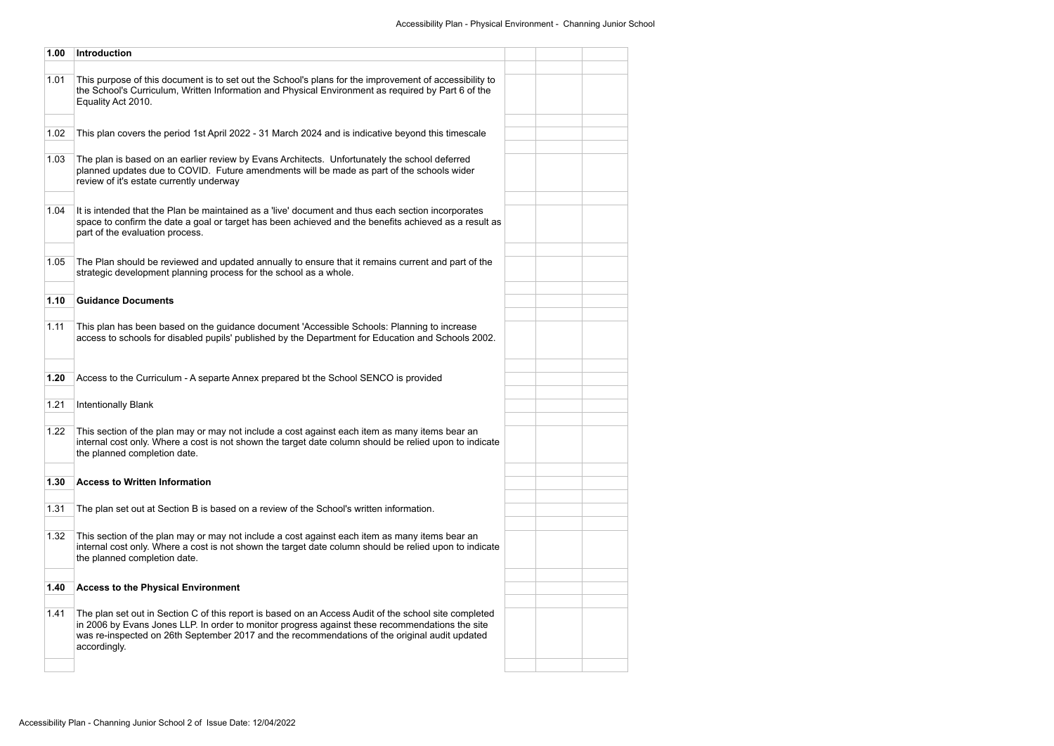| | | | | |
|---|---|---|---|---|
| **1.00** | **Introduction** | | | |
| 1.01 | This purpose of this document is to set out the School's plans for the improvement of accessibility to the School's Curriculum, Written Information and Physical Environment as required by Part 6 of the Equality Act 2010. | | | |
| 1.02 | This plan covers the period 1st April 2022 - 31 March 2024 and is indicative beyond this timescale | | | |
| 1.03 | The plan is based on an earlier review by Evans Architects. Unfortunately the school deferred planned updates due to COVID. Future amendments will be made as part of the schools wider review of it's estate currently underway | | | |
| 1.04 | It is intended that the Plan be maintained as a 'live' document and thus each section incorporates space to confirm the date a goal or target has been achieved and the benefits achieved as a result as part of the evaluation process. | | | |
| 1.05 | The Plan should be reviewed and updated annually to ensure that it remains current and part of the strategic development planning process for the school as a whole. | | | |
| **1.10** | **Guidance Documents** | | | |
| 1.11 | This plan has been based on the guidance document 'Accessible Schools: Planning to increase access to schools for disabled pupils' published by the Department for Education and Schools 2002. | | | |
| **1.20** | Access to the Curriculum - A separte Annex prepared bt the School SENCO is provided | | | |
| 1.21 | Intentionally Blank | | | |
| 1.22 | This section of the plan may or may not include a cost against each item as many items bear an internal cost only. Where a cost is not shown the target date column should be relied upon to indicate the planned completion date. | | | |
| **1.30** | **Access to Written Information** | | | |
| 1.31 | The plan set out at Section B is based on a review of the School's written information. | | | |
| 1.32 | This section of the plan may or may not include a cost against each item as many items bear an internal cost only. Where a cost is not shown the target date column should be relied upon to indicate the planned completion date. | | | |
| **1.40** | **Access to the Physical Environment** | | | |
| 1.41 | The plan set out in Section C of this report is based on an Access Audit of the school site completed in 2006 by Evans Jones LLP. In order to monitor progress against these recommendations the site was re-inspected on 26th September 2017 and the recommendations of the original audit updated accordingly. | | | |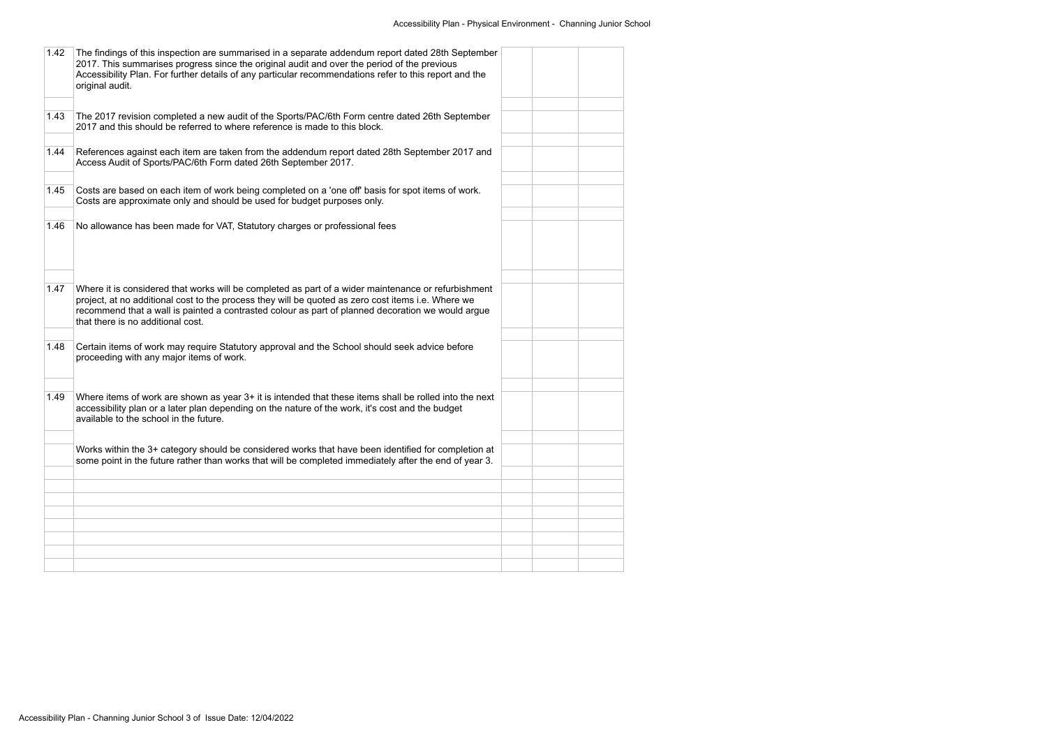| | | | | |
|---|---|---|---|---|
| 1.42 | The findings of this inspection are summarised in a separate addendum report dated 28th September 2017. This summarises progress since the original audit and over the period of the previous Accessibility Plan. For further details of any particular recommendations refer to this report and the original audit. | | | |
| | | | | |
| 1.43 | The 2017 revision completed a new audit of the Sports/PAC/6th Form centre dated 26th September 2017 and this should be referred to where reference is made to this block. | | | |
| | | | | |
| 1.44 | References against each item are taken from the addendum report dated 28th September 2017 and Access Audit of Sports/PAC/6th Form dated 26th September 2017. | | | |
| | | | | |
| 1.45 | Costs are based on each item of work being completed on a 'one off' basis for spot items of work. Costs are approximate only and should be used for budget purposes only. | | | |
| | | | | |
| 1.46 | No allowance has been made for VAT, Statutory charges or professional fees | | | |
| | | | | |
| 1.47 | Where it is considered that works will be completed as part of a wider maintenance or refurbishment project, at no additional cost to the process they will be quoted as zero cost items i.e. Where we recommend that a wall is painted a contrasted colour as part of planned decoration we would argue that there is no additional cost. | | | |
| | | | | |
| 1.48 | Certain items of work may require Statutory approval and the School should seek advice before proceeding with any major items of work. | | | |
| | | | | |
| 1.49 | Where items of work are shown as year 3+ it is intended that these items shall be rolled into the next accessibility plan or a later plan depending on the nature of the work, it's cost and the budget available to the school in the future. | | | |
| | | | | |
| | Works within the 3+ category should be considered works that have been identified for completion at some point in the future rather than works that will be completed immediately after the end of year 3. | | | |
| | | | | |
| | | | | |
| | | | | |
| | | | | |
| | | | | |
| | | | | |
| | | | | |
| | | | | |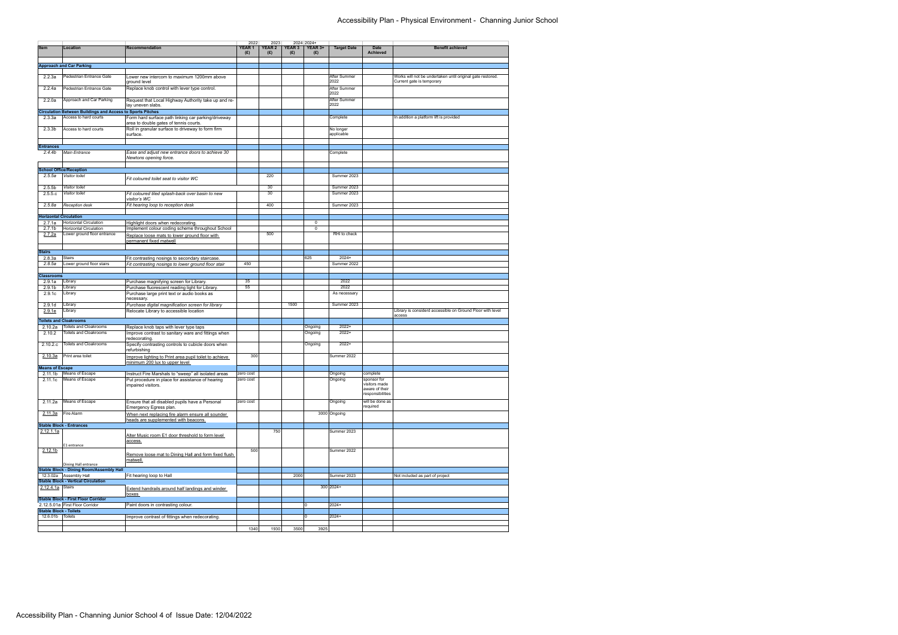# Accessibility Plan - Physical Environment - Channing Junior School

| Item | Location | Recommendation | 2022 YEAR 1 (£) | 2023 YEAR 2 (£) | 2024 YEAR 3 (£) | 2024+ YEAR 3+ (£) | Target Date | Date Achieved | Benefit achieved |
|---|---|---|---|---|---|---|---|---|---|
| **Approach and Car Parking** | | | | | | | | | |
| 2.2.3a | Pedestrian Entrance Gate | Lower new intercom to maximum 1200mm above ground level | | | | | After Summer 2022 | | Works will not be undertaken until original gate restored. Current gate is temporary |
| 2.2.4a | Pedestrian Entrance Gate | Replace knob control with lever type control. | | | | | After Summer 2022 | | |
| 2.2.0a | Approach and Car Parking | Request that Local Highway Authority take up and re-lay uneven slabs. | | | | | After Summer 2022 | | |
| **Circulation Between Buildings and Access to Sports Pitches** | | | | | | | | | |
| 2.3.3a | Access to hard courts | Form hard surface path linking car parking/driveway area to double gates of tennis courts. | | | | | Complete | | In addition a platform lift is provided |
| 2.3.3b | Access to hard courts | Roll in granular surface to driveway to form firm surface. | | | | | No longer applicable | | |
| **Entrances** | | | | | | | | | |
| *2.4.4b* | *Main Entrance* | *Ease and adjust new entrance doors to achieve 30 Newtons opening force.* | | | | | Complete | | |
| **School Office/Reception** | | | | | | | | | |
| *2.5.5a* | *Visitor toilet* | *Fit coloured toilet seat to visitor WC* | | 220 | | | Summer 2023 | | |
| *2.5.5b* | *Visitor toilet* | | | 30 | | | Summer 2023 | | |
| *2.5.5.c* | *Visitor toilet* | *Fit coloured tiled splash-back over basin to new visitor's WC* | | 30 | | | Summer 2023 | | |
| *2.5.8a* | *Reception desk* | *Fit hearing loop to reception desk* | | 400 | | | Summer 2023 | | |
| **Horizontal Circulation** | | | | | | | | | |
| 2.7.1a | Horizontal Circulation | Highlight doors when redecorating. | | | | 0 | | | |
| 2.7.1b | Horizontal Circulation | Implement colour coding scheme throughout School | | | | 0 | | | |
| 2.7.2a | Lower ground floor entrance | Replace loose mats to lower ground floor with permanent fixed matwell | | 500 | | | RHi to check | | |
| **Stairs** | | | | | | | | | |
| 2.8.3a | Stairs | Fit contrasting nosings to secondary staircase. | | | | 625 | 2024+ | | |
| *2.8.5a* | Lower ground floor stairs | *Fit contrasting nosings to lower ground floor stair* | 450 | | | | Summer 2022 | | |
| **Classrooms** | | | | | | | | | |
| 2.9.1a | Library | Purchase magnifying screen for Library. | 35 | | | | 2022 | | |
| 2.9.1b | Library | Purchase fluorescent reading light for Library. | 55 | | | | 2022 | | |
| 2.9.1c | Library | Purchase large print text or audio books as necessary. | | | | | As necessary | | |
| 2.9.1d | Library | *Purchase digital magnification screen for library* | | | 1500 | | Summer 2023 | | |
| 2.9.1e | Library | Relocate Library to accessible location | | | | | | | Library is considerd accessible on Ground Floor with level access |
| **Toilets and Cloakrooms** | | | | | | | | | |
| 2.10.2a | Toilets and Cloakrooms | Replace knob taps with lever type taps | | | | Ongoing | 2022+ | | |
| 2.10.2 | Toilets and Cloakrooms | Improve contrast to sanitary ware and fittings when redecorating. | | | | Ongoing | 2022+ | | |
| 2.10.2.c | Toilets and Cloakrooms | Specify contrasting controls to cubicle doors when refurbishing | | | | Ongoing | 2022+ | | |
| 2.10.3a | Print area toilet | Improve lighting to Print area pupil toilet to achieve minimum 200 lux to upper level | 300 | | | | Summer 2022 | | |
| **Means of Escape** | | | | | | | | | |
| 2.11.1b | Means of Escape | Instruct Fire Marshals to "sweep" all isolated areas | zero cost | | | | Ongoing | complete | |
| 2.11.1c | Means of Escape | Put procedure in place for assistance of hearing impaired visitors. | zero cost | | | | Ongoing | sponsor for visitors made aware of their responsibilities | |
| 2.11.2a | Means of Escape | Ensure that all disabled pupils have a Personal Emergency Egress plan. | zero cost | | | | Ongoing | will be done as required | |
| 2.11.3a | Fire Alarm | When next replacing fire alarm ensure all sounder heads are supplemented with beacons. | | | | 3000 | Ongoing | | |
| **Stable Block - Entrances** | | | | | | | | | |
| 2.12.1.1a | E1 entrance | Alter Music room E1 door threshold to form level access. | | 750 | | | Summer 2023 | | |
| 2.12.1b | Dining Hall entrance | Remove loose mat to Dining Hall and form fixed flush matwell. | 500 | | | | Summer 2022 | | |
| **Stable Block - Dining Room/Assembly Hall** | | | | | | | | | |
| 12.3.02a | Assembly Hall | Fit hearing loop to Hall | | | 2000 | | Summer 2023 | | Not included as part of project |
| **Stable Block - Vertical Circulation** | | | | | | | | | |
| 2.12.4.1a | Stairs | Extend handrails around half landings and winder boxes | | | | 300 | 2024+ | | |
| **Stable Block - First Floor Corridor** | | | | | | | | | |
| 2.12.5.01a | First Floor Corridor | Paint doors in contrasting colour. | | | | 0 | 2024+ | | |
| **Stable Block - Toilets** | | | | | | | | | |
| 12.6.01b | Toilets | Improve contrast of fittings when redecorating. | | | | 0 | 2024+ | | |
| | | | 1340 | 1930 | 3500 | 3925 | | | |

Accessibility Plan - Channing Junior School 4 of Issue Date: 12/04/2022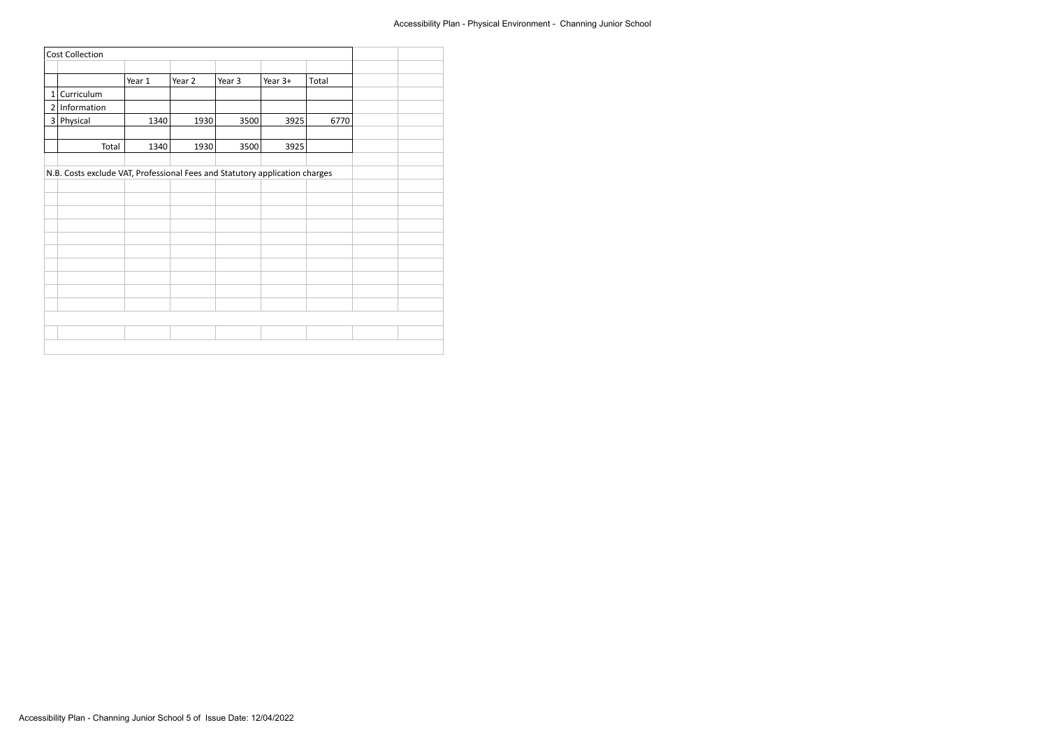## Cost Collection

| | | Year 1 | Year 2 | Year 3 | Year 3+ | Total |
|---|---|---|---|---|---|---|
| 1 | Curriculum | | | | | |
| 2 | Information | | | | | |
| 3 | Physical | 1340 | 1930 | 3500 | 3925 | 6770 |
| | | | | | | |
| | Total | 1340 | 1930 | 3500 | 3925 | |

N.B. Costs exclude VAT, Professional Fees and Statutory application charges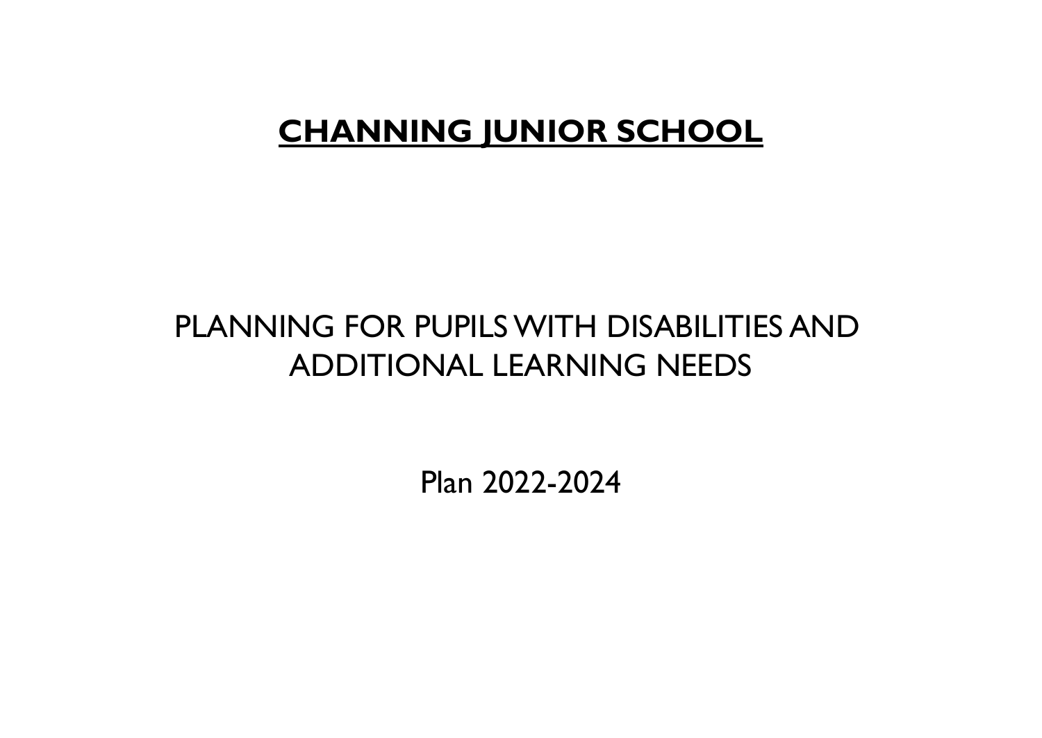# **CHANNING JUNIOR SCHOOL**

## PLANNING FOR PUPILS WITH DISABILITIES AND ADDITIONAL LEARNING NEEDS

Plan 2022-2024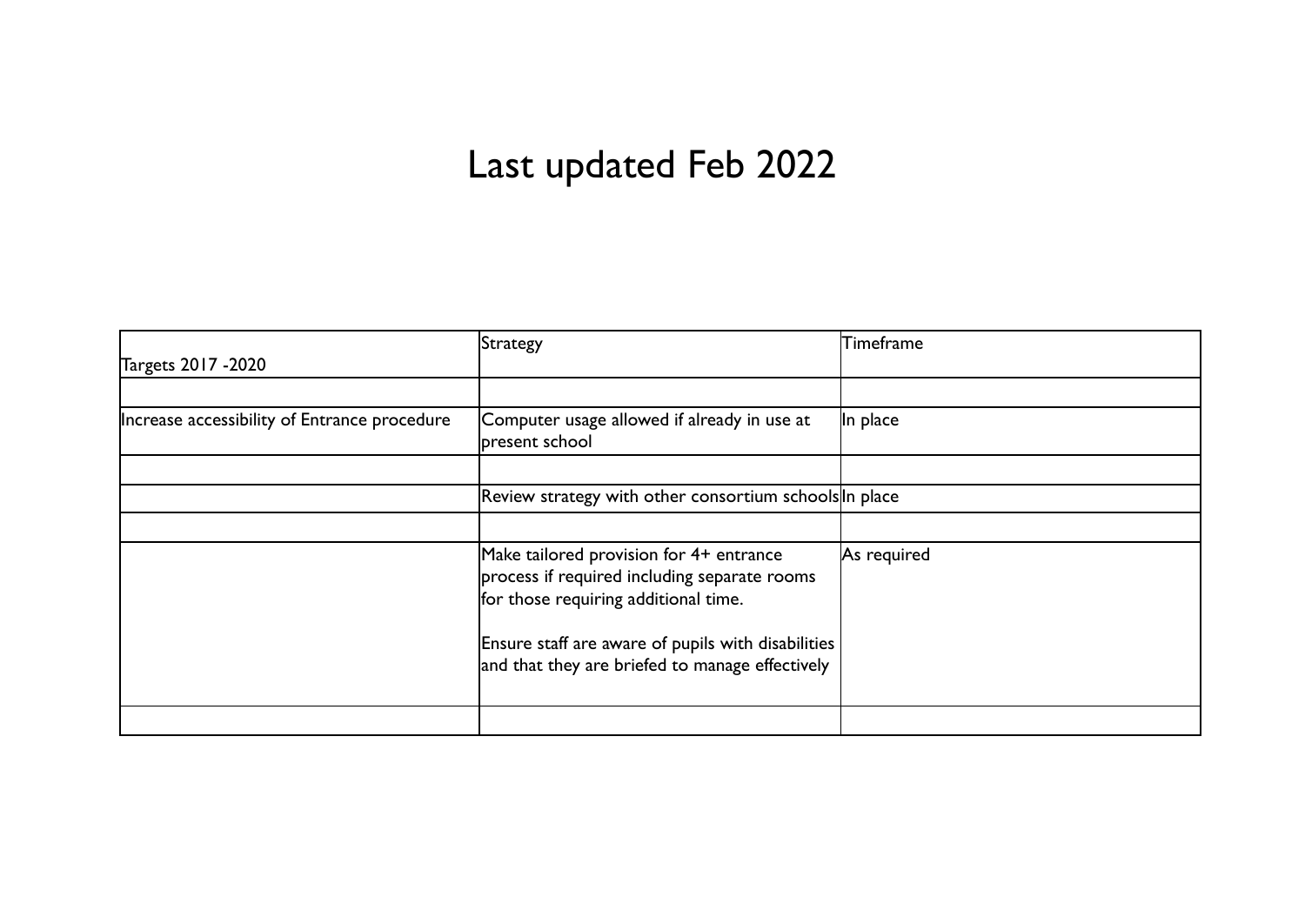# Last updated Feb 2022

| Targets 2017 -2020 | Strategy | Timeframe |
|---|---|---|
| | | |
| Increase accessibility of Entrance procedure | Computer usage allowed if already in use at present school | In place |
| | | |
| | Review strategy with other consortium schools | In place |
| | | |
| | Make tailored provision for 4+ entrance process if required including separate rooms for those requiring additional time.<br><br>Ensure staff are aware of pupils with disabilities and that they are briefed to manage effectively | As required |
| | | |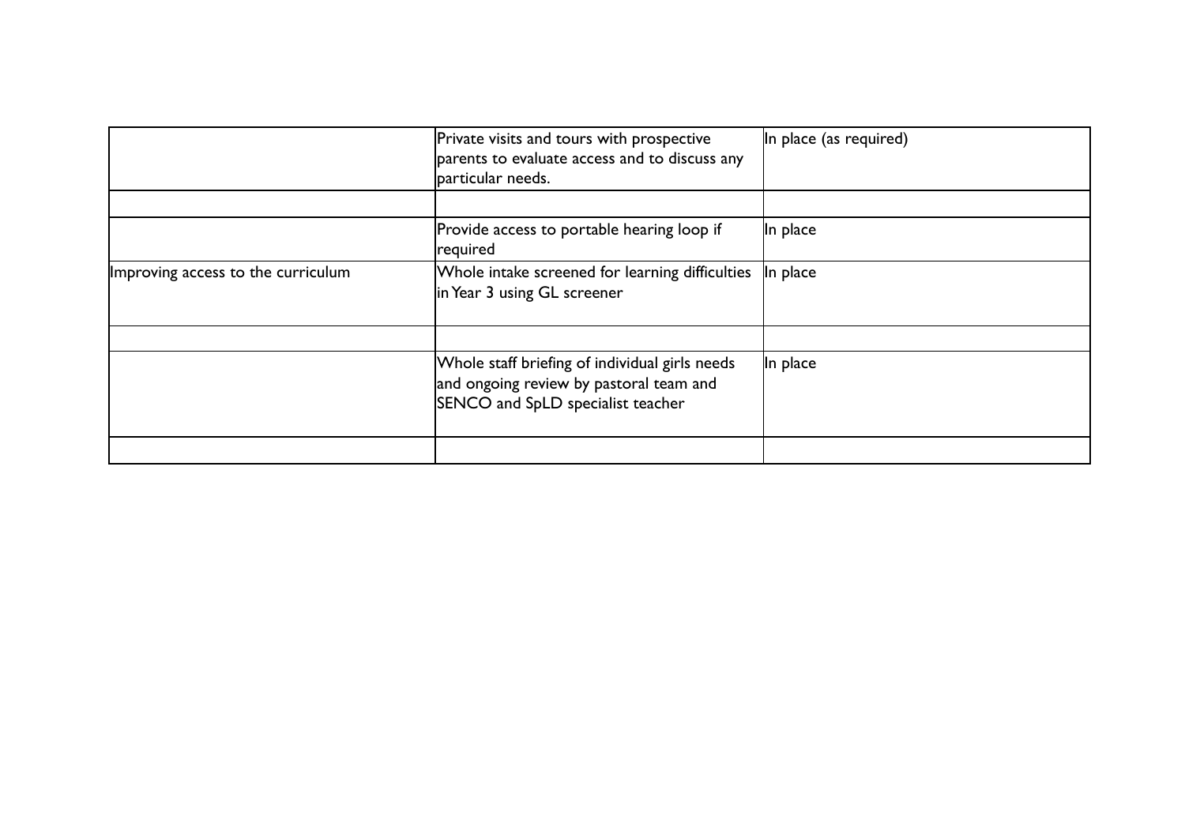| | | |
|---|---|---|
| | Private visits and tours with prospective parents to evaluate access and to discuss any particular needs. | In place (as required) |
| | | |
| | Provide access to portable hearing loop if required | In place |
| Improving access to the curriculum | Whole intake screened for learning difficulties in Year 3 using GL screener | In place |
| | | |
| | Whole staff briefing of individual girls needs and ongoing review by pastoral team and SENCO and SpLD specialist teacher | In place |
| | | |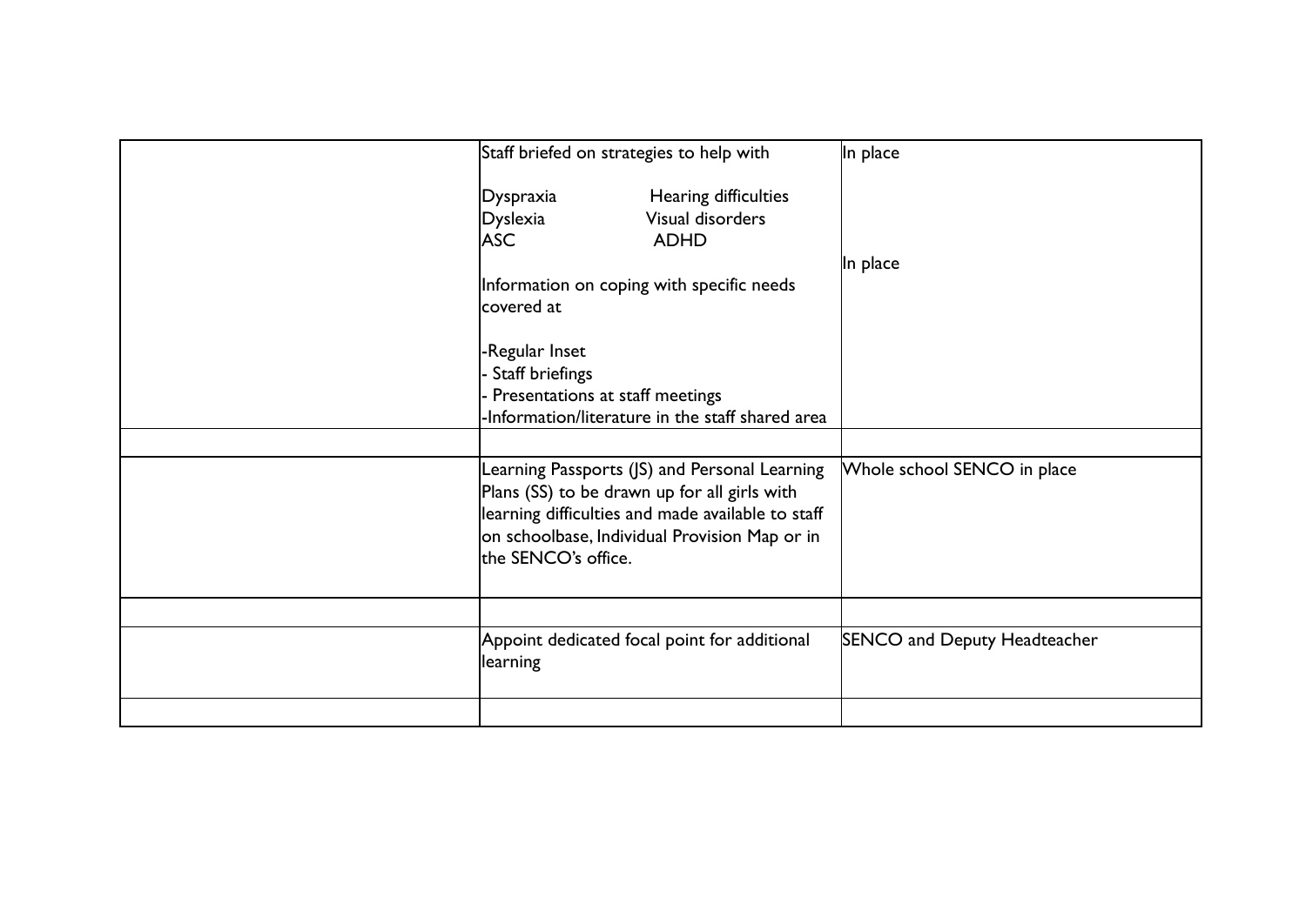| | | |
|---|---|---|
| | Staff briefed on strategies to help with<br><br>Dyspraxia Hearing difficulties<br>Dyslexia Visual disorders<br>ASC ADHD<br><br>Information on coping with specific needs covered at<br><br>-Regular Inset<br>- Staff briefings<br>- Presentations at staff meetings<br>-Information/literature in the staff shared area | In place<br><br><br><br><br>In place |
| | | |
| | Learning Passports (JS) and Personal Learning Plans (SS) to be drawn up for all girls with learning difficulties and made available to staff on schoolbase, Individual Provision Map or in the SENCO's office. | Whole school SENCO in place |
| | | |
| | Appoint dedicated focal point for additional learning | SENCO and Deputy Headteacher |
| | | |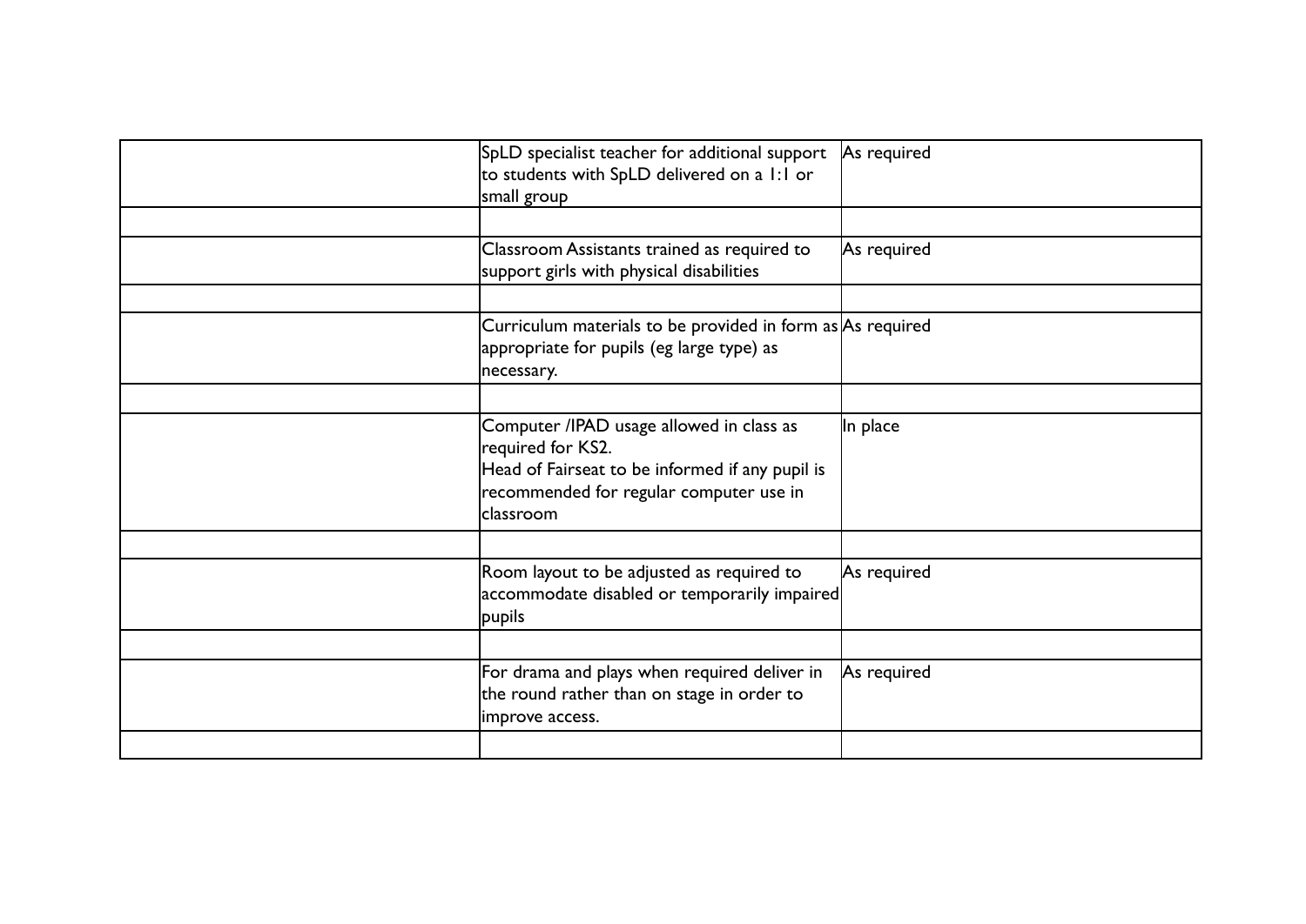| | | |
|---|---|---|
| | SpLD specialist teacher for additional support to students with SpLD delivered on a 1:1 or small group | As required |
| | | |
| | Classroom Assistants trained as required to support girls with physical disabilities | As required |
| | | |
| | Curriculum materials to be provided in form as appropriate for pupils (eg large type) as necessary. | As required |
| | | |
| | Computer /IPAD usage allowed in class as required for KS2.<br>Head of Fairseat to be informed if any pupil is recommended for regular computer use in classroom | In place |
| | | |
| | Room layout to be adjusted as required to accommodate disabled or temporarily impaired pupils | As required |
| | | |
| | For drama and plays when required deliver in the round rather than on stage in order to improve access. | As required |
| | | |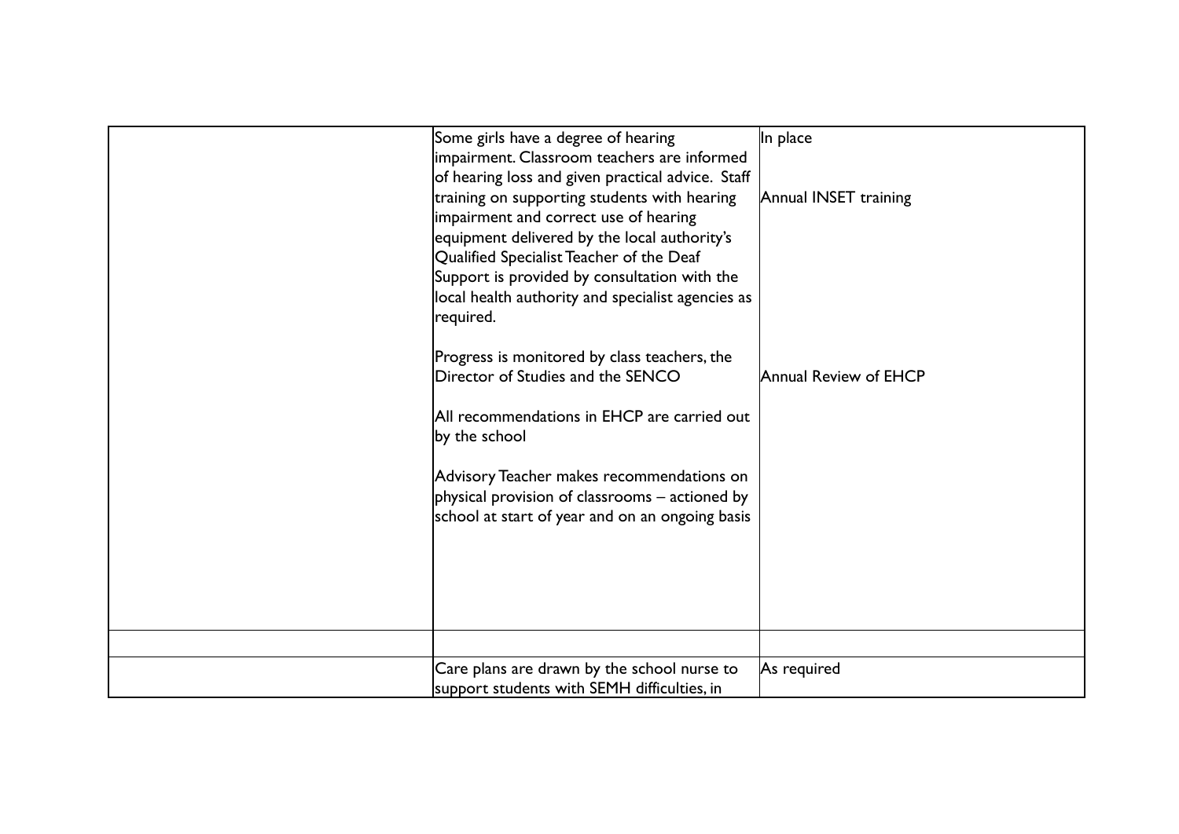| | | |
|---|---|---|
| | Some girls have a degree of hearing impairment. Classroom teachers are informed of hearing loss and given practical advice. Staff training on supporting students with hearing impairment and correct use of hearing equipment delivered by the local authority's Qualified Specialist Teacher of the Deaf Support is provided by consultation with the local health authority and specialist agencies as required.<br><br>Progress is monitored by class teachers, the Director of Studies and the SENCO<br><br>All recommendations in EHCP are carried out by the school<br><br>Advisory Teacher makes recommendations on physical provision of classrooms – actioned by school at start of year and on an ongoing basis | In place<br><br>Annual INSET training<br><br>Annual Review of EHCP |
| | | |
| | Care plans are drawn by the school nurse to support students with SEMH difficulties, in | As required |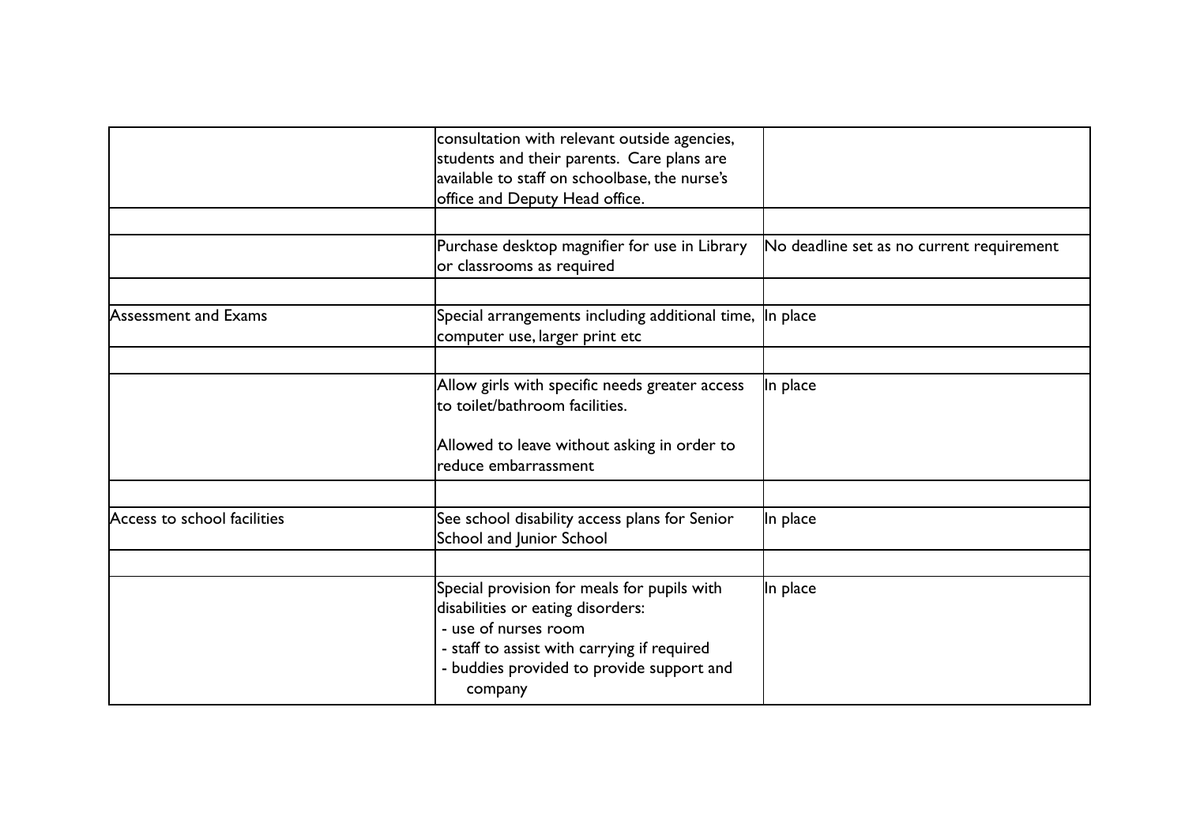| | | |
|---|---|---|
| | consultation with relevant outside agencies, students and their parents. Care plans are available to staff on schoolbase, the nurse's office and Deputy Head office. | |
| | | |
| | Purchase desktop magnifier for use in Library or classrooms as required | No deadline set as no current requirement |
| | | |
| Assessment and Exams | Special arrangements including additional time, computer use, larger print etc | In place |
| | | |
| | Allow girls with specific needs greater access to toilet/bathroom facilities.<br><br>Allowed to leave without asking in order to reduce embarrassment | In place |
| | | |
| Access to school facilities | See school disability access plans for Senior School and Junior School | In place |
| | | |
| | Special provision for meals for pupils with disabilities or eating disorders:<br>- use of nurses room<br>- staff to assist with carrying if required<br>- buddies provided to provide support and company | In place |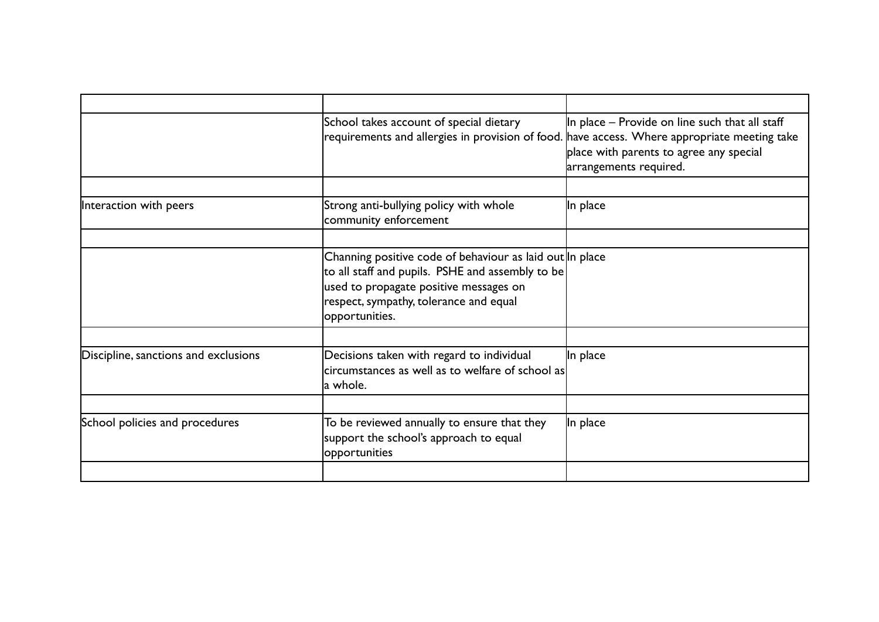| | | |
|---|---|---|
| | School takes account of special dietary requirements and allergies in provision of food. | In place – Provide on line such that all staff have access. Where appropriate meeting take place with parents to agree any special arrangements required. |
| | | |
| Interaction with peers | Strong anti-bullying policy with whole community enforcement | In place |
| | | |
| | Channing positive code of behaviour as laid out to all staff and pupils. PSHE and assembly to be used to propagate positive messages on respect, sympathy, tolerance and equal opportunities. | In place |
| | | |
| Discipline, sanctions and exclusions | Decisions taken with regard to individual circumstances as well as to welfare of school as a whole. | In place |
| | | |
| School policies and procedures | To be reviewed annually to ensure that they support the school's approach to equal opportunities | In place |
| | | |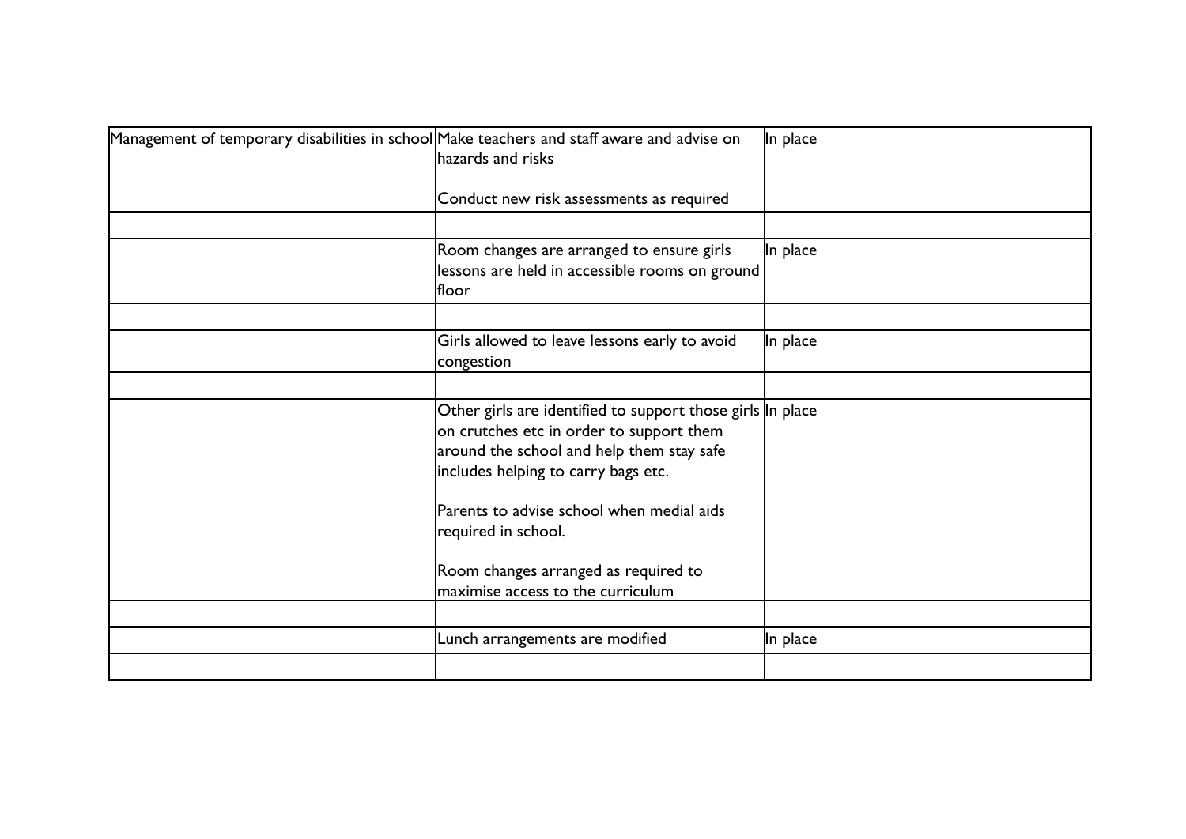| | | |
|---|---|---|
| Management of temporary disabilities in school | Make teachers and staff aware and advise on hazards and risks<br><br>Conduct new risk assessments as required | In place |
| | | |
| | Room changes are arranged to ensure girls lessons are held in accessible rooms on ground floor | In place |
| | | |
| | Girls allowed to leave lessons early to avoid congestion | In place |
| | | |
| | Other girls are identified to support those girls on crutches etc in order to support them around the school and help them stay safe includes helping to carry bags etc.<br><br>Parents to advise school when medial aids required in school.<br><br>Room changes arranged as required to maximise access to the curriculum | In place |
| | | |
| | Lunch arrangements are modified | In place |
| | | |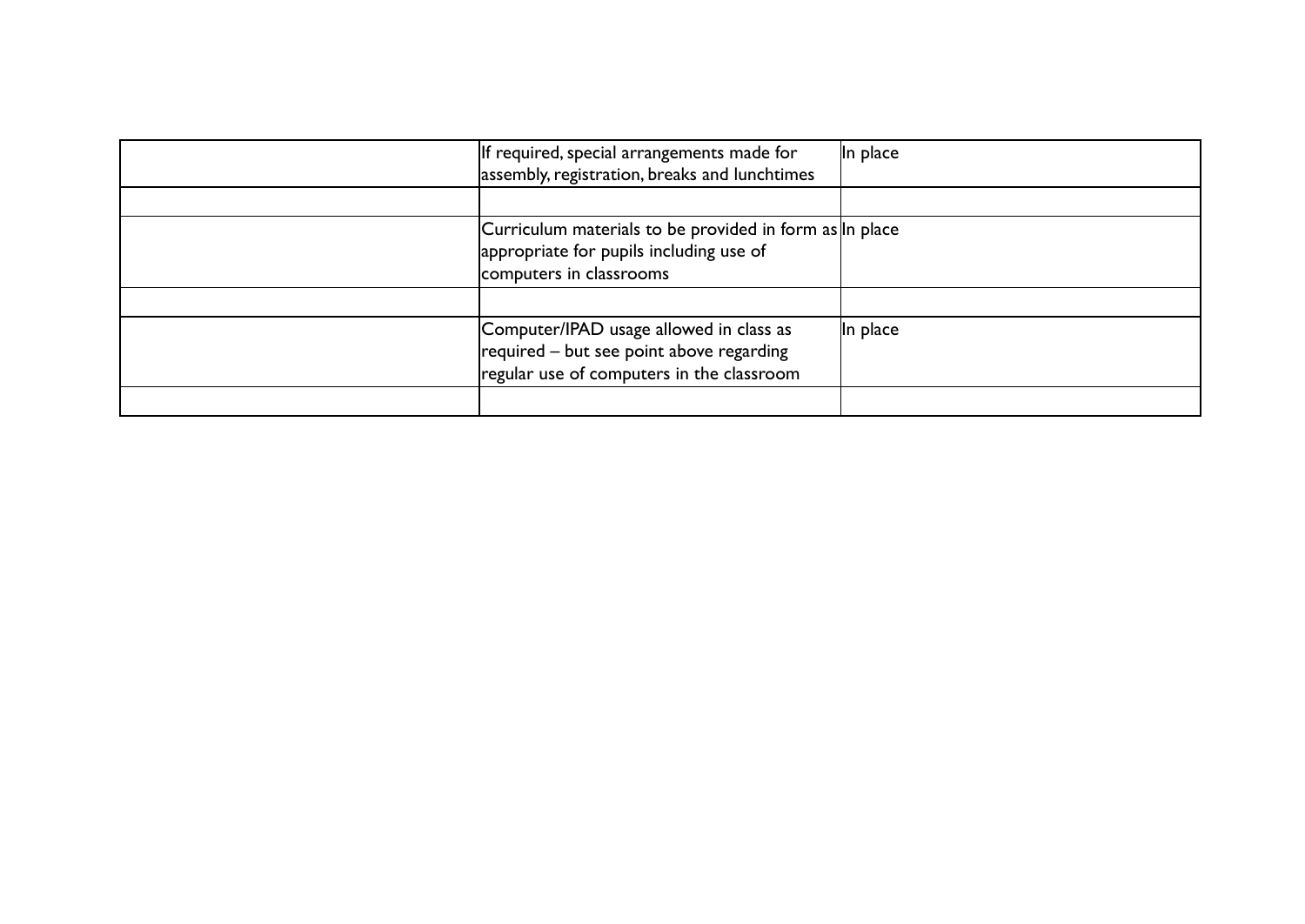| | | |
|---|---|---|
| | If required, special arrangements made for assembly, registration, breaks and lunchtimes | In place |
| | | |
| | Curriculum materials to be provided in form as appropriate for pupils including use of computers in classrooms | In place |
| | | |
| | Computer/IPAD usage allowed in class as required – but see point above regarding regular use of computers in the classroom | In place |
| | | |